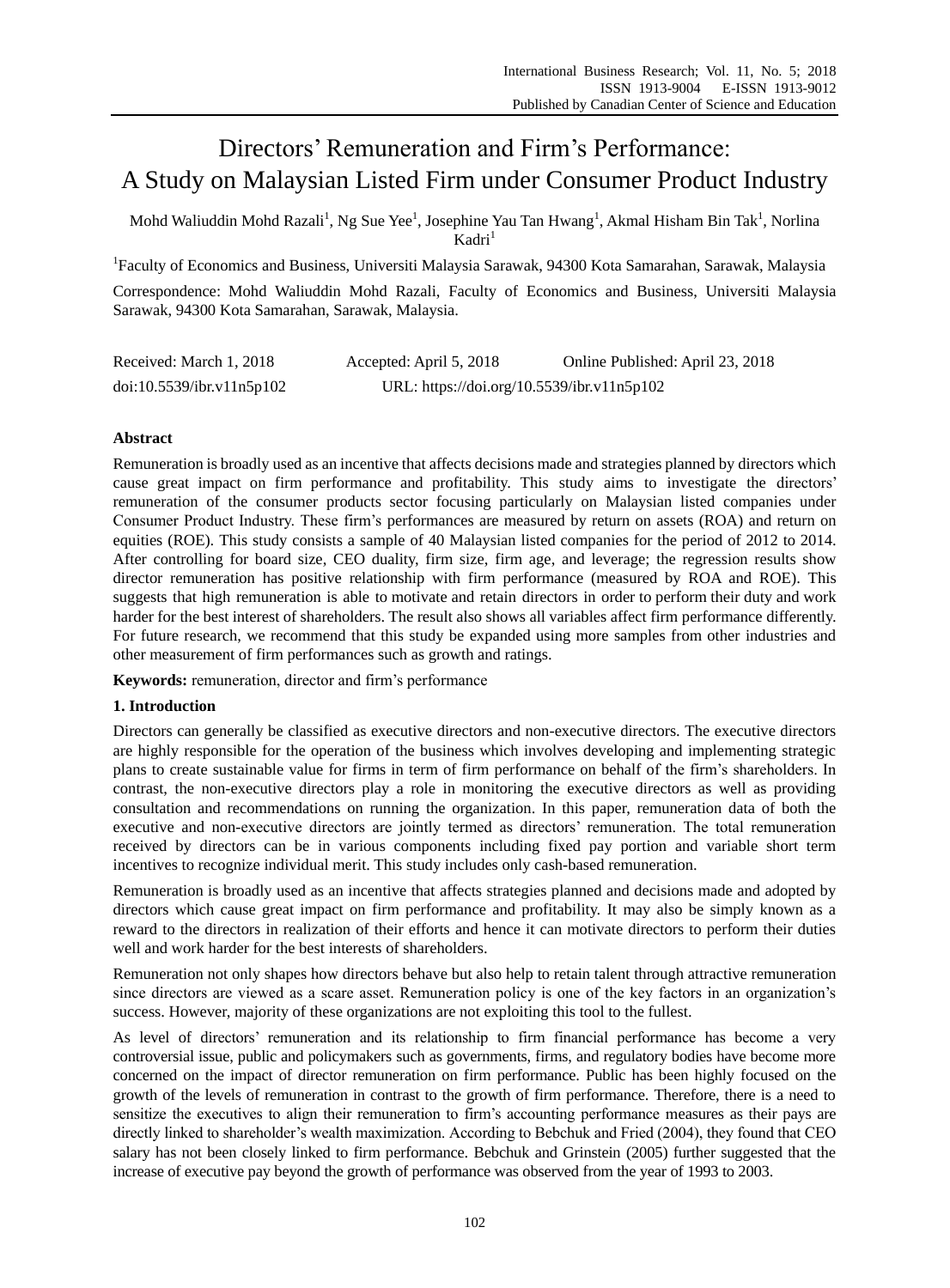# Directors' Remuneration and Firm's Performance: A Study on Malaysian Listed Firm under Consumer Product Industry

Mohd Waliuddin Mohd Razali[1], Ng Sue Yee[1], Josephine Yau Tan Hwang[1], Akmal Hisham Bin Tak[1], Norlina Kadri[1]

[1]Faculty of Economics and Business, Universiti Malaysia Sarawak, 94300 Kota Samarahan, Sarawak, Malaysia

Correspondence: Mohd Waliuddin Mohd Razali, Faculty of Economics and Business, Universiti Malaysia Sarawak, 94300 Kota Samarahan, Sarawak, Malaysia.

Received: March 1, 2018 Accepted: April 5, 2018 Online Published: April 23, 2018

doi:10.5539/ibr.v11n5p102 URL: https://doi.org/10.5539/ibr.v11n5p102

## Abstract

Remuneration is broadly used as an incentive that affects decisions made and strategies planned by directors which cause great impact on firm performance and profitability. This study aims to investigate the directors' remuneration of the consumer products sector focusing particularly on Malaysian listed companies under Consumer Product Industry. These firm's performances are measured by return on assets (ROA) and return on equities (ROE). This study consists a sample of 40 Malaysian listed companies for the period of 2012 to 2014. After controlling for board size, CEO duality, firm size, firm age, and leverage; the regression results show director remuneration has positive relationship with firm performance (measured by ROA and ROE). This suggests that high remuneration is able to motivate and retain directors in order to perform their duty and work harder for the best interest of shareholders. The result also shows all variables affect firm performance differently. For future research, we recommend that this study be expanded using more samples from other industries and other measurement of firm performances such as growth and ratings.

**Keywords:** remuneration, director and firm's performance

## 1. Introduction

Directors can generally be classified as executive directors and non-executive directors. The executive directors are highly responsible for the operation of the business which involves developing and implementing strategic plans to create sustainable value for firms in term of firm performance on behalf of the firm's shareholders. In contrast, the non-executive directors play a role in monitoring the executive directors as well as providing consultation and recommendations on running the organization. In this paper, remuneration data of both the executive and non-executive directors are jointly termed as directors' remuneration. The total remuneration received by directors can be in various components including fixed pay portion and variable short term incentives to recognize individual merit. This study includes only cash-based remuneration.

Remuneration is broadly used as an incentive that affects strategies planned and decisions made and adopted by directors which cause great impact on firm performance and profitability. It may also be simply known as a reward to the directors in realization of their efforts and hence it can motivate directors to perform their duties well and work harder for the best interests of shareholders.

Remuneration not only shapes how directors behave but also help to retain talent through attractive remuneration since directors are viewed as a scare asset. Remuneration policy is one of the key factors in an organization's success. However, majority of these organizations are not exploiting this tool to the fullest.

As level of directors' remuneration and its relationship to firm financial performance has become a very controversial issue, public and policymakers such as governments, firms, and regulatory bodies have become more concerned on the impact of director remuneration on firm performance. Public has been highly focused on the growth of the levels of remuneration in contrast to the growth of firm performance. Therefore, there is a need to sensitize the executives to align their remuneration to firm's accounting performance measures as their pays are directly linked to shareholder's wealth maximization. According to Bebchuk and Fried (2004), they found that CEO salary has not been closely linked to firm performance. Bebchuk and Grinstein (2005) further suggested that the increase of executive pay beyond the growth of performance was observed from the year of 1993 to 2003.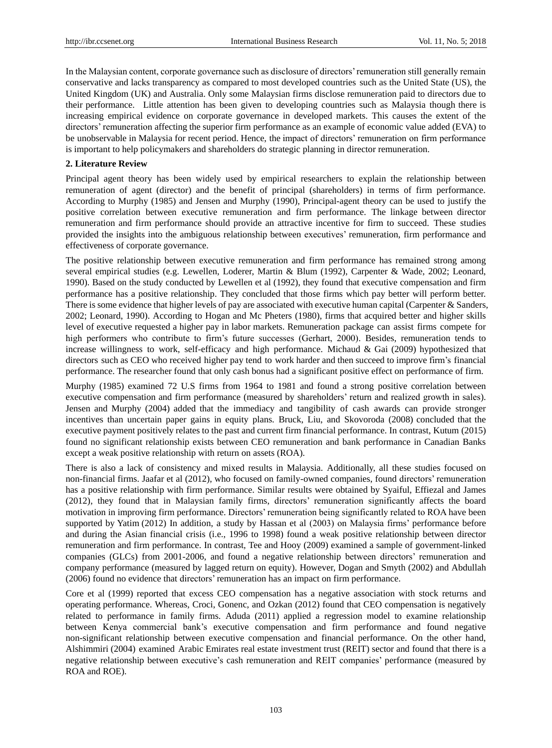In the Malaysian content, corporate governance such as disclosure of directors' remuneration still generally remain conservative and lacks transparency as compared to most developed countries such as the United State (US), the United Kingdom (UK) and Australia. Only some Malaysian firms disclose remuneration paid to directors due to their performance. Little attention has been given to developing countries such as Malaysia though there is increasing empirical evidence on corporate governance in developed markets. This causes the extent of the directors' remuneration affecting the superior firm performance as an example of economic value added (EVA) to be unobservable in Malaysia for recent period. Hence, the impact of directors' remuneration on firm performance is important to help policymakers and shareholders do strategic planning in director remuneration.

## 2. Literature Review

Principal agent theory has been widely used by empirical researchers to explain the relationship between remuneration of agent (director) and the benefit of principal (shareholders) in terms of firm performance. According to Murphy (1985) and Jensen and Murphy (1990), Principal-agent theory can be used to justify the positive correlation between executive remuneration and firm performance. The linkage between director remuneration and firm performance should provide an attractive incentive for firm to succeed. These studies provided the insights into the ambiguous relationship between executives' remuneration, firm performance and effectiveness of corporate governance.

The positive relationship between executive remuneration and firm performance has remained strong among several empirical studies (e.g. Lewellen, Loderer, Martin & Blum (1992), Carpenter & Wade, 2002; Leonard, 1990). Based on the study conducted by Lewellen et al (1992), they found that executive compensation and firm performance has a positive relationship. They concluded that those firms which pay better will perform better. There is some evidence that higher levels of pay are associated with executive human capital (Carpenter & Sanders, 2002; Leonard, 1990). According to Hogan and Mc Pheters (1980), firms that acquired better and higher skills level of executive requested a higher pay in labor markets. Remuneration package can assist firms compete for high performers who contribute to firm's future successes (Gerhart, 2000). Besides, remuneration tends to increase willingness to work, self-efficacy and high performance. Michaud & Gai (2009) hypothesized that directors such as CEO who received higher pay tend to work harder and then succeed to improve firm's financial performance. The researcher found that only cash bonus had a significant positive effect on performance of firm.

Murphy (1985) examined 72 U.S firms from 1964 to 1981 and found a strong positive correlation between executive compensation and firm performance (measured by shareholders' return and realized growth in sales). Jensen and Murphy (2004) added that the immediacy and tangibility of cash awards can provide stronger incentives than uncertain paper gains in equity plans. Bruck, Liu, and Skovoroda (2008) concluded that the executive payment positively relates to the past and current firm financial performance. In contrast, Kutum (2015) found no significant relationship exists between CEO remuneration and bank performance in Canadian Banks except a weak positive relationship with return on assets (ROA).

There is also a lack of consistency and mixed results in Malaysia. Additionally, all these studies focused on non-financial firms. Jaafar et al (2012), who focused on family-owned companies, found directors' remuneration has a positive relationship with firm performance. Similar results were obtained by Syaiful, Effiezal and James (2012), they found that in Malaysian family firms, directors' remuneration significantly affects the board motivation in improving firm performance. Directors' remuneration being significantly related to ROA have been supported by Yatim (2012) In addition, a study by Hassan et al (2003) on Malaysia firms' performance before and during the Asian financial crisis (i.e., 1996 to 1998) found a weak positive relationship between director remuneration and firm performance. In contrast, Tee and Hooy (2009) examined a sample of government-linked companies (GLCs) from 2001-2006, and found a negative relationship between directors' remuneration and company performance (measured by lagged return on equity). However, Dogan and Smyth (2002) and Abdullah (2006) found no evidence that directors' remuneration has an impact on firm performance.

Core et al (1999) reported that excess CEO compensation has a negative association with stock returns and operating performance. Whereas, Croci, Gonenc, and Ozkan (2012) found that CEO compensation is negatively related to performance in family firms. Aduda (2011) applied a regression model to examine relationship between Kenya commercial bank's executive compensation and firm performance and found negative non-significant relationship between executive compensation and financial performance. On the other hand, Alshimmiri (2004) examined Arabic Emirates real estate investment trust (REIT) sector and found that there is a negative relationship between executive's cash remuneration and REIT companies' performance (measured by ROA and ROE).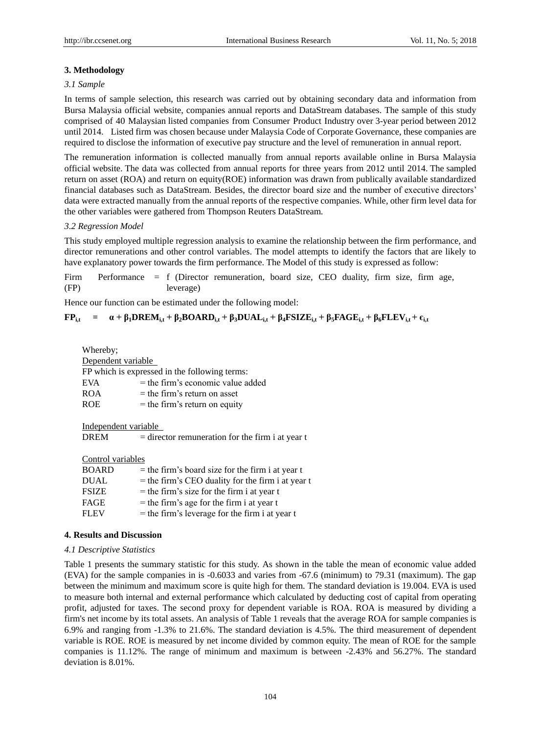## 3. Methodology

### *3.1 Sample*

In terms of sample selection, this research was carried out by obtaining secondary data and information from Bursa Malaysia official website, companies annual reports and DataStream databases. The sample of this study comprised of 40 Malaysian listed companies from Consumer Product Industry over 3-year period between 2012 until 2014. Listed firm was chosen because under Malaysia Code of Corporate Governance, these companies are required to disclose the information of executive pay structure and the level of remuneration in annual report.

The remuneration information is collected manually from annual reports available online in Bursa Malaysia official website. The data was collected from annual reports for three years from 2012 until 2014. The sampled return on asset (ROA) and return on equity(ROE) information was drawn from publically available standardized financial databases such as DataStream. Besides, the director board size and the number of executive directors' data were extracted manually from the annual reports of the respective companies. While, other firm level data for the other variables were gathered from Thompson Reuters DataStream.

### *3.2 Regression Model*

This study employed multiple regression analysis to examine the relationship between the firm performance, and director remunerations and other control variables. The model attempts to identify the factors that are likely to have explanatory power towards the firm performance. The Model of this study is expressed as follow:

Firm Performance (FP) = f (Director remuneration, board size, CEO duality, firm size, firm age, leverage)

Hence our function can be estimated under the following model:

$$\mathbf{FP_{i,t} = \alpha + \beta_1 DREM_{i,t} + \beta_2 BOARD_{i,t} + \beta_3 DUAL_{i,t} + \beta_4 FSIZE_{i,t} + \beta_5 FAGE_{i,t} + \beta_6 FLEV_{i,t} + \epsilon_{i,t}}$$

Whereby;

Dependent variable

FP which is expressed in the following terms:

EVA = the firm's economic value added
ROA = the firm's return on asset
ROE = the firm's return on equity

Independent variable

DREM = director remuneration for the firm i at year t

Control variables

BOARD = the firm's board size for the firm i at year t
DUAL = the firm's CEO duality for the firm i at year t
FSIZE = the firm's size for the firm i at year t
FAGE = the firm's age for the firm i at year t
FLEV = the firm's leverage for the firm i at year t

## 4. Results and Discussion

### *4.1 Descriptive Statistics*

Table 1 presents the summary statistic for this study. As shown in the table the mean of economic value added (EVA) for the sample companies in is -0.6033 and varies from -67.6 (minimum) to 79.31 (maximum). The gap between the minimum and maximum score is quite high for them. The standard deviation is 19.004. EVA is used to measure both internal and external performance which calculated by deducting cost of capital from operating profit, adjusted for taxes. The second proxy for dependent variable is ROA. ROA is measured by dividing a firm's net income by its total assets. An analysis of Table 1 reveals that the average ROA for sample companies is 6.9% and ranging from -1.3% to 21.6%. The standard deviation is 4.5%. The third measurement of dependent variable is ROE. ROE is measured by net income divided by common equity. The mean of ROE for the sample companies is 11.12%. The range of minimum and maximum is between -2.43% and 56.27%. The standard deviation is 8.01%.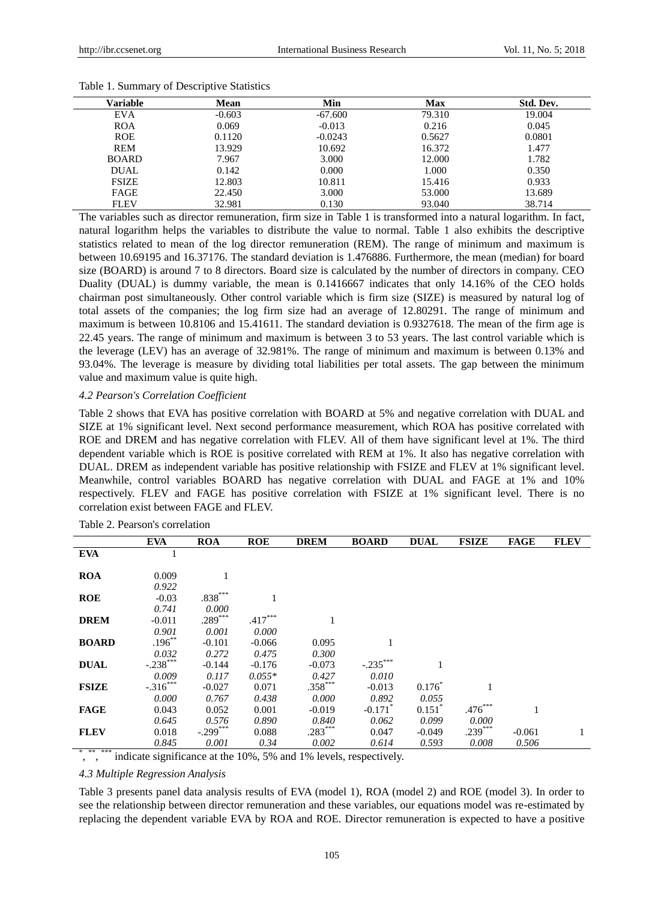Table 1. Summary of Descriptive Statistics

| Variable | Mean | Min | Max | Std. Dev. |
|---|---|---|---|---|
| EVA | -0.603 | -67.600 | 79.310 | 19.004 |
| ROA | 0.069 | -0.013 | 0.216 | 0.045 |
| ROE | 0.1120 | -0.0243 | 0.5627 | 0.0801 |
| REM | 13.929 | 10.692 | 16.372 | 1.477 |
| BOARD | 7.967 | 3.000 | 12.000 | 1.782 |
| DUAL | 0.142 | 0.000 | 1.000 | 0.350 |
| FSIZE | 12.803 | 10.811 | 15.416 | 0.933 |
| FAGE | 22.450 | 3.000 | 53.000 | 13.689 |
| FLEV | 32.981 | 0.130 | 93.040 | 38.714 |

The variables such as director remuneration, firm size in Table 1 is transformed into a natural logarithm. In fact, natural logarithm helps the variables to distribute the value to normal. Table 1 also exhibits the descriptive statistics related to mean of the log director remuneration (REM). The range of minimum and maximum is between 10.69195 and 16.37176. The standard deviation is 1.476886. Furthermore, the mean (median) for board size (BOARD) is around 7 to 8 directors. Board size is calculated by the number of directors in company. CEO Duality (DUAL) is dummy variable, the mean is 0.1416667 indicates that only 14.16% of the CEO holds chairman post simultaneously. Other control variable which is firm size (SIZE) is measured by natural log of total assets of the companies; the log firm size had an average of 12.80291. The range of minimum and maximum is between 10.8106 and 15.41611. The standard deviation is 0.9327618. The mean of the firm age is 22.45 years. The range of minimum and maximum is between 3 to 53 years. The last control variable which is the leverage (LEV) has an average of 32.981%. The range of minimum and maximum is between 0.13% and 93.04%. The leverage is measure by dividing total liabilities per total assets. The gap between the minimum value and maximum value is quite high.

### *4.2 Pearson's Correlation Coefficient*

Table 2 shows that EVA has positive correlation with BOARD at 5% and negative correlation with DUAL and SIZE at 1% significant level. Next second performance measurement, which ROA has positive correlated with ROE and DREM and has negative correlation with FLEV. All of them have significant level at 1%. The third dependent variable which is ROE is positive correlated with REM at 1%. It also has negative correlation with DUAL. DREM as independent variable has positive relationship with FSIZE and FLEV at 1% significant level. Meanwhile, control variables BOARD has negative correlation with DUAL and FAGE at 1% and 10% respectively. FLEV and FAGE has positive correlation with FSIZE at 1% significant level. There is no correlation exist between FAGE and FLEV.

Table 2. Pearson's correlation

| | EVA | ROA | ROE | DREM | BOARD | DUAL | FSIZE | FAGE | FLEV |
|---|---|---|---|---|---|---|---|---|---|
| **EVA** | 1 | | | | | | | | |
| **ROA** | 0.009 | 1 | | | | | | | |
| | *0.922* | | | | | | | | |
| **ROE** | -0.03 | .838*** | 1 | | | | | | |
| | *0.741* | *0.000* | | | | | | | |
| **DREM** | -0.011 | .289*** | .417*** | 1 | | | | | |
| | *0.901* | *0.001* | *0.000* | | | | | | |
| **BOARD** | .196** | -0.101 | -0.066 | 0.095 | 1 | | | | |
| | *0.032* | *0.272* | *0.475* | *0.300* | | | | | |
| **DUAL** | -.238*** | -0.144 | -0.176 | -0.073 | -.235*** | 1 | | | |
| | *0.009* | *0.117* | *0.055** | *0.427* | *0.010* | | | | |
| **FSIZE** | -.316*** | -0.027 | 0.071 | .358*** | -0.013 | 0.176* | 1 | | |
| | *0.000* | *0.767* | *0.438* | *0.000* | *0.892* | *0.055* | | | |
| **FAGE** | 0.043 | 0.052 | 0.001 | -0.019 | -0.171* | 0.151* | .476*** | 1 | |
| | *0.645* | *0.576* | *0.890* | *0.840* | *0.062* | *0.099* | *0.000* | | |
| **FLEV** | 0.018 | -.299*** | 0.088 | .283*** | 0.047 | -0.049 | .239*** | -0.061 | 1 |
| | *0.845* | *0.001* | *0.34* | *0.002* | *0.614* | *0.593* | *0.008* | *0.506* | |

*, **, *** indicate significance at the 10%, 5% and 1% levels, respectively.

### *4.3 Multiple Regression Analysis*

Table 3 presents panel data analysis results of EVA (model 1), ROA (model 2) and ROE (model 3). In order to see the relationship between director remuneration and these variables, our equations model was re-estimated by replacing the dependent variable EVA by ROA and ROE. Director remuneration is expected to have a positive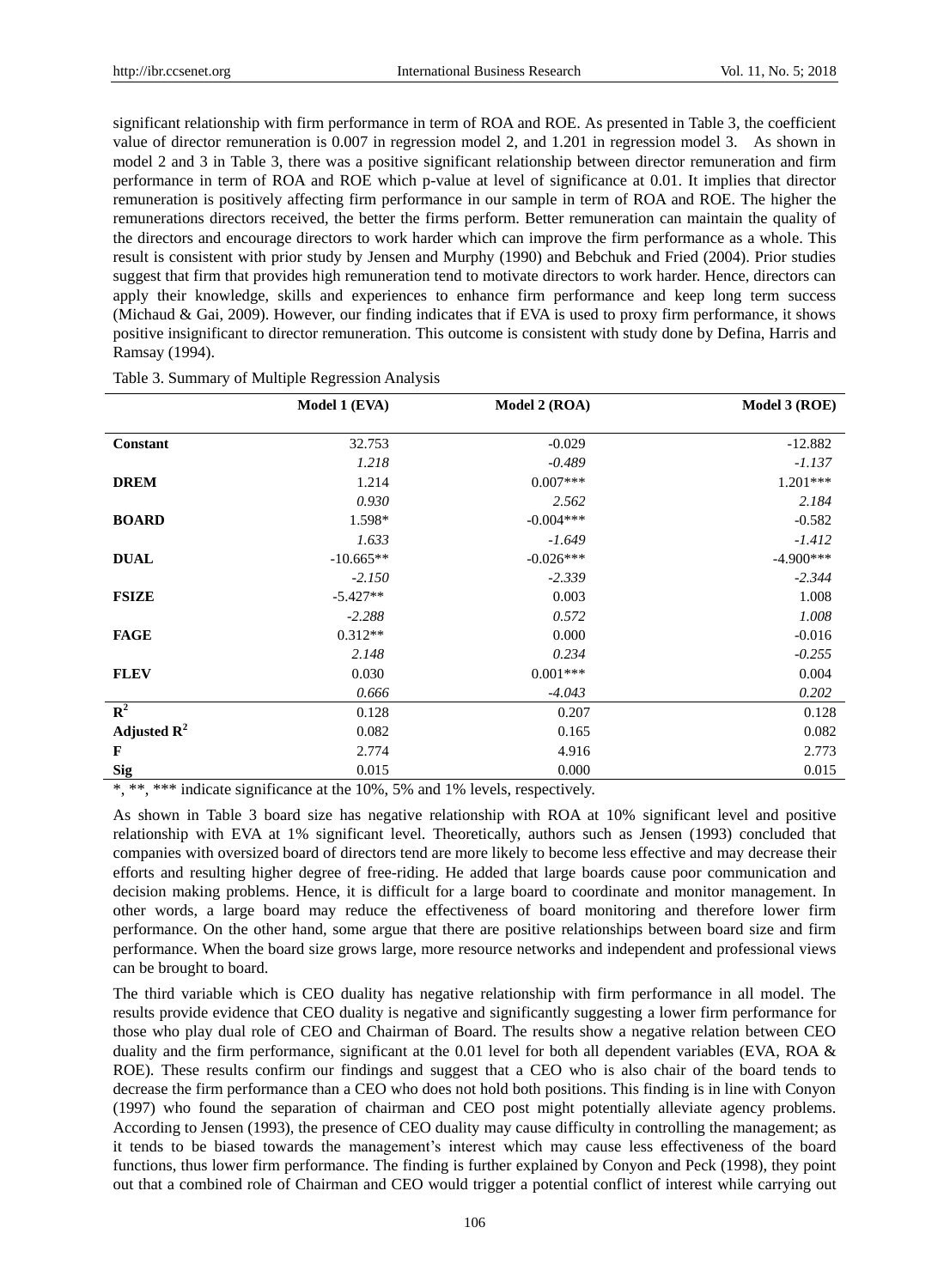significant relationship with firm performance in term of ROA and ROE. As presented in Table 3, the coefficient value of director remuneration is 0.007 in regression model 2, and 1.201 in regression model 3. As shown in model 2 and 3 in Table 3, there was a positive significant relationship between director remuneration and firm performance in term of ROA and ROE which p-value at level of significance at 0.01. It implies that director remuneration is positively affecting firm performance in our sample in term of ROA and ROE. The higher the remunerations directors received, the better the firms perform. Better remuneration can maintain the quality of the directors and encourage directors to work harder which can improve the firm performance as a whole. This result is consistent with prior study by Jensen and Murphy (1990) and Bebchuk and Fried (2004). Prior studies suggest that firm that provides high remuneration tend to motivate directors to work harder. Hence, directors can apply their knowledge, skills and experiences to enhance firm performance and keep long term success (Michaud & Gai, 2009). However, our finding indicates that if EVA is used to proxy firm performance, it shows positive insignificant to director remuneration. This outcome is consistent with study done by Defina, Harris and Ramsay (1994).

Table 3. Summary of Multiple Regression Analysis

| | Model 1 (EVA) | Model 2 (ROA) | Model 3 (ROE) |
|---|---|---|---|
| **Constant** | 32.753 | -0.029 | -12.882 |
| | *1.218* | *-0.489* | *-1.137* |
| **DREM** | 1.214 | 0.007*** | 1.201*** |
| | *0.930* | *2.562* | *2.184* |
| **BOARD** | 1.598* | -0.004*** | -0.582 |
| | *1.633* | *-1.649* | *-1.412* |
| **DUAL** | -10.665** | -0.026*** | -4.900*** |
| | *-2.150* | *-2.339* | *-2.344* |
| **FSIZE** | -5.427** | 0.003 | 1.008 |
| | *-2.288* | *0.572* | *1.008* |
| **FAGE** | 0.312** | 0.000 | -0.016 |
| | *2.148* | *0.234* | *-0.255* |
| **FLEV** | 0.030 | 0.001*** | 0.004 |
| | *0.666* | *-4.043* | *0.202* |
| $R^2$ | 0.128 | 0.207 | 0.128 |
| **Adjusted** $R^2$ | 0.082 | 0.165 | 0.082 |
| **F** | 2.774 | 4.916 | 2.773 |
| **Sig** | 0.015 | 0.000 | 0.015 |

*, **, *** indicate significance at the 10%, 5% and 1% levels, respectively.

As shown in Table 3 board size has negative relationship with ROA at 10% significant level and positive relationship with EVA at 1% significant level. Theoretically, authors such as Jensen (1993) concluded that companies with oversized board of directors tend are more likely to become less effective and may decrease their efforts and resulting higher degree of free-riding. He added that large boards cause poor communication and decision making problems. Hence, it is difficult for a large board to coordinate and monitor management. In other words, a large board may reduce the effectiveness of board monitoring and therefore lower firm performance. On the other hand, some argue that there are positive relationships between board size and firm performance. When the board size grows large, more resource networks and independent and professional views can be brought to board.

The third variable which is CEO duality has negative relationship with firm performance in all model. The results provide evidence that CEO duality is negative and significantly suggesting a lower firm performance for those who play dual role of CEO and Chairman of Board. The results show a negative relation between CEO duality and the firm performance, significant at the 0.01 level for both all dependent variables (EVA, ROA & ROE). These results confirm our findings and suggest that a CEO who is also chair of the board tends to decrease the firm performance than a CEO who does not hold both positions. This finding is in line with Conyon (1997) who found the separation of chairman and CEO post might potentially alleviate agency problems. According to Jensen (1993), the presence of CEO duality may cause difficulty in controlling the management; as it tends to be biased towards the management's interest which may cause less effectiveness of the board functions, thus lower firm performance. The finding is further explained by Conyon and Peck (1998), they point out that a combined role of Chairman and CEO would trigger a potential conflict of interest while carrying out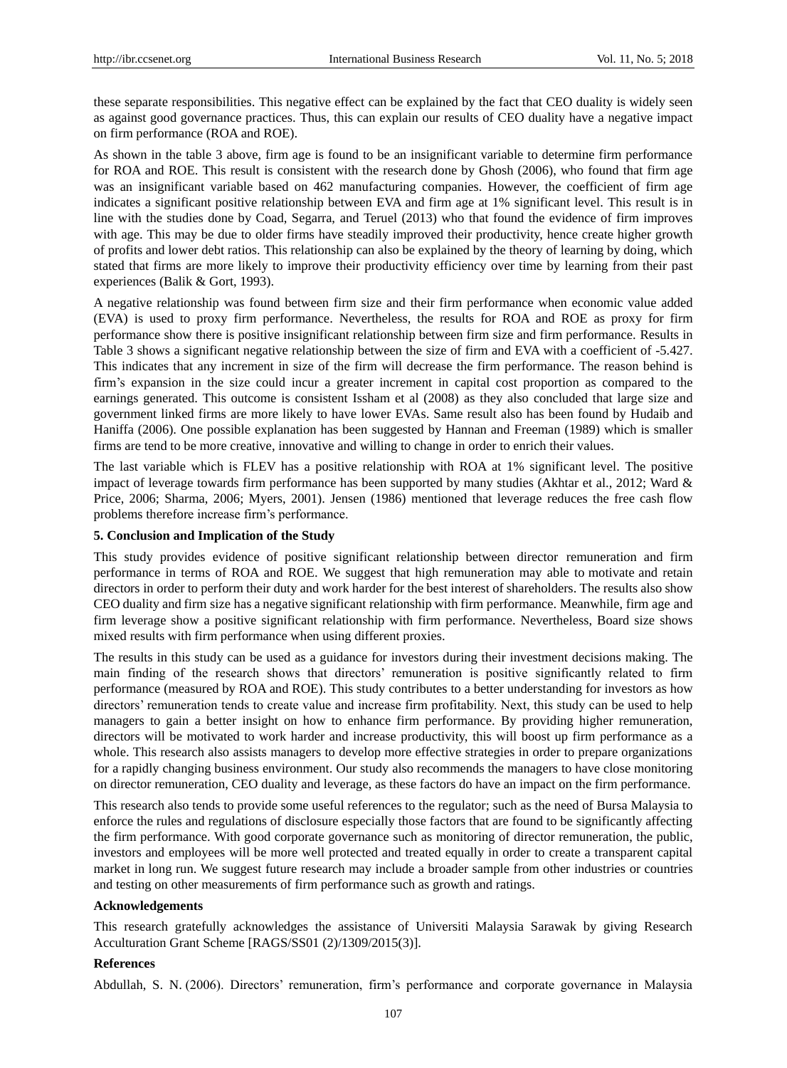these separate responsibilities. This negative effect can be explained by the fact that CEO duality is widely seen as against good governance practices. Thus, this can explain our results of CEO duality have a negative impact on firm performance (ROA and ROE).

As shown in the table 3 above, firm age is found to be an insignificant variable to determine firm performance for ROA and ROE. This result is consistent with the research done by Ghosh (2006), who found that firm age was an insignificant variable based on 462 manufacturing companies. However, the coefficient of firm age indicates a significant positive relationship between EVA and firm age at 1% significant level. This result is in line with the studies done by Coad, Segarra, and Teruel (2013) who that found the evidence of firm improves with age. This may be due to older firms have steadily improved their productivity, hence create higher growth of profits and lower debt ratios. This relationship can also be explained by the theory of learning by doing, which stated that firms are more likely to improve their productivity efficiency over time by learning from their past experiences (Balik & Gort, 1993).

A negative relationship was found between firm size and their firm performance when economic value added (EVA) is used to proxy firm performance. Nevertheless, the results for ROA and ROE as proxy for firm performance show there is positive insignificant relationship between firm size and firm performance. Results in Table 3 shows a significant negative relationship between the size of firm and EVA with a coefficient of -5.427. This indicates that any increment in size of the firm will decrease the firm performance. The reason behind is firm's expansion in the size could incur a greater increment in capital cost proportion as compared to the earnings generated. This outcome is consistent Issham et al (2008) as they also concluded that large size and government linked firms are more likely to have lower EVAs. Same result also has been found by Hudaib and Haniffa (2006). One possible explanation has been suggested by Hannan and Freeman (1989) which is smaller firms are tend to be more creative, innovative and willing to change in order to enrich their values.

The last variable which is FLEV has a positive relationship with ROA at 1% significant level. The positive impact of leverage towards firm performance has been supported by many studies (Akhtar et al., 2012; Ward & Price, 2006; Sharma, 2006; Myers, 2001). Jensen (1986) mentioned that leverage reduces the free cash flow problems therefore increase firm's performance.

## 5. Conclusion and Implication of the Study

This study provides evidence of positive significant relationship between director remuneration and firm performance in terms of ROA and ROE. We suggest that high remuneration may able to motivate and retain directors in order to perform their duty and work harder for the best interest of shareholders. The results also show CEO duality and firm size has a negative significant relationship with firm performance. Meanwhile, firm age and firm leverage show a positive significant relationship with firm performance. Nevertheless, Board size shows mixed results with firm performance when using different proxies.

The results in this study can be used as a guidance for investors during their investment decisions making. The main finding of the research shows that directors' remuneration is positive significantly related to firm performance (measured by ROA and ROE). This study contributes to a better understanding for investors as how directors' remuneration tends to create value and increase firm profitability. Next, this study can be used to help managers to gain a better insight on how to enhance firm performance. By providing higher remuneration, directors will be motivated to work harder and increase productivity, this will boost up firm performance as a whole. This research also assists managers to develop more effective strategies in order to prepare organizations for a rapidly changing business environment. Our study also recommends the managers to have close monitoring on director remuneration, CEO duality and leverage, as these factors do have an impact on the firm performance.

This research also tends to provide some useful references to the regulator; such as the need of Bursa Malaysia to enforce the rules and regulations of disclosure especially those factors that are found to be significantly affecting the firm performance. With good corporate governance such as monitoring of director remuneration, the public, investors and employees will be more well protected and treated equally in order to create a transparent capital market in long run. We suggest future research may include a broader sample from other industries or countries and testing on other measurements of firm performance such as growth and ratings.

**Acknowledgements**

This research gratefully acknowledges the assistance of Universiti Malaysia Sarawak by giving Research Acculturation Grant Scheme [RAGS/SS01 (2)/1309/2015(3)].

**References**

Abdullah, S. N. (2006). Directors' remuneration, firm's performance and corporate governance in Malaysia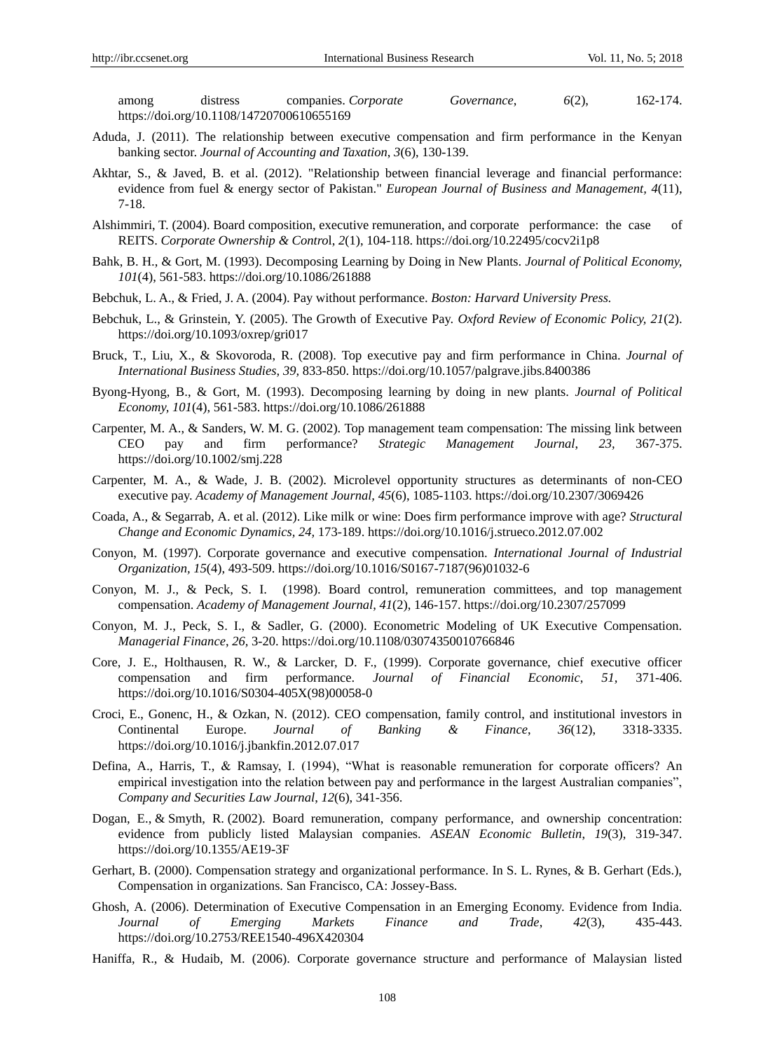among distress companies. *Corporate Governance*, *6*(2), 162-174. https://doi.org/10.1108/14720700610655169

Aduda, J. (2011). The relationship between executive compensation and firm performance in the Kenyan banking sector. *Journal of Accounting and Taxation, 3*(6), 130-139.

Akhtar, S., & Javed, B. et al. (2012). "Relationship between financial leverage and financial performance: evidence from fuel & energy sector of Pakistan." *European Journal of Business and Management*, *4*(11), 7-18.

Alshimmiri, T. (2004). Board composition, executive remuneration, and corporate performance: the case of REITS. *Corporate Ownership & Contro*l, *2*(1), 104-118. https://doi.org/10.22495/cocv2i1p8

Bahk, B. H., & Gort, M. (1993). Decomposing Learning by Doing in New Plants. *Journal of Political Economy, 101*(4), 561-583. https://doi.org/10.1086/261888

Bebchuk, L. A., & Fried, J. A. (2004). Pay without performance. *Boston: Harvard University Press.*

Bebchuk, L., & Grinstein, Y. (2005). The Growth of Executive Pay. *Oxford Review of Economic Policy, 21*(2). https://doi.org/10.1093/oxrep/gri017

Bruck, T., Liu, X., & Skovoroda, R. (2008). Top executive pay and firm performance in China. *Journal of International Business Studies, 39,* 833-850. https://doi.org/10.1057/palgrave.jibs.8400386

Byong-Hyong, B., & Gort, M. (1993). Decomposing learning by doing in new plants. *Journal of Political Economy*, *101*(4), 561-583. https://doi.org/10.1086/261888

Carpenter, M. A., & Sanders, W. M. G. (2002). Top management team compensation: The missing link between CEO pay and firm performance? *Strategic Management Journal*, *23*, 367-375. https://doi.org/10.1002/smj.228

Carpenter, M. A., & Wade, J. B. (2002). Microlevel opportunity structures as determinants of non-CEO executive pay. *Academy of Management Journal, 45*(6), 1085-1103. https://doi.org/10.2307/3069426

Coada, A., & Segarrab, A. et al. (2012). Like milk or wine: Does firm performance improve with age? *Structural Change and Economic Dynamics, 24,* 173-189. https://doi.org/10.1016/j.strueco.2012.07.002

Conyon, M. (1997). Corporate governance and executive compensation. *International Journal of Industrial Organization, 15*(4), 493-509. https://doi.org/10.1016/S0167-7187(96)01032-6

Conyon, M. J., & Peck, S. I. (1998). Board control, remuneration committees, and top management compensation. *Academy of Management Journal*, *41*(2), 146-157. https://doi.org/10.2307/257099

Conyon, M. J., Peck, S. I., & Sadler, G. (2000). Econometric Modeling of UK Executive Compensation. *Managerial Finance*, *26,* 3-20. https://doi.org/10.1108/03074350010766846

Core, J. E., Holthausen, R. W., & Larcker, D. F., (1999). Corporate governance, chief executive officer compensation and firm performance. *Journal of Financial Economic*, *51*, 371-406. https://doi.org/10.1016/S0304-405X(98)00058-0

Croci, E., Gonenc, H., & Ozkan, N. (2012). CEO compensation, family control, and institutional investors in Continental Europe. *Journal of Banking & Finance*, *36*(12), 3318-3335. https://doi.org/10.1016/j.jbankfin.2012.07.017

Defina, A., Harris, T., & Ramsay, I. (1994), "What is reasonable remuneration for corporate officers? An empirical investigation into the relation between pay and performance in the largest Australian companies", *Company and Securities Law Journal, 12*(6), 341-356.

Dogan, E., & Smyth, R. (2002). Board remuneration, company performance, and ownership concentration: evidence from publicly listed Malaysian companies. *ASEAN Economic Bulletin*, *19*(3), 319-347. https://doi.org/10.1355/AE19-3F

Gerhart, B. (2000). Compensation strategy and organizational performance. In S. L. Rynes, & B. Gerhart (Eds.), Compensation in organizations. San Francisco, CA: Jossey-Bass.

Ghosh, A. (2006). Determination of Executive Compensation in an Emerging Economy. Evidence from India. *Journal of Emerging Markets Finance and Trade*, *42*(3), 435-443. https://doi.org/10.2753/REE1540-496X420304

Haniffa, R., & Hudaib, M. (2006). Corporate governance structure and performance of Malaysian listed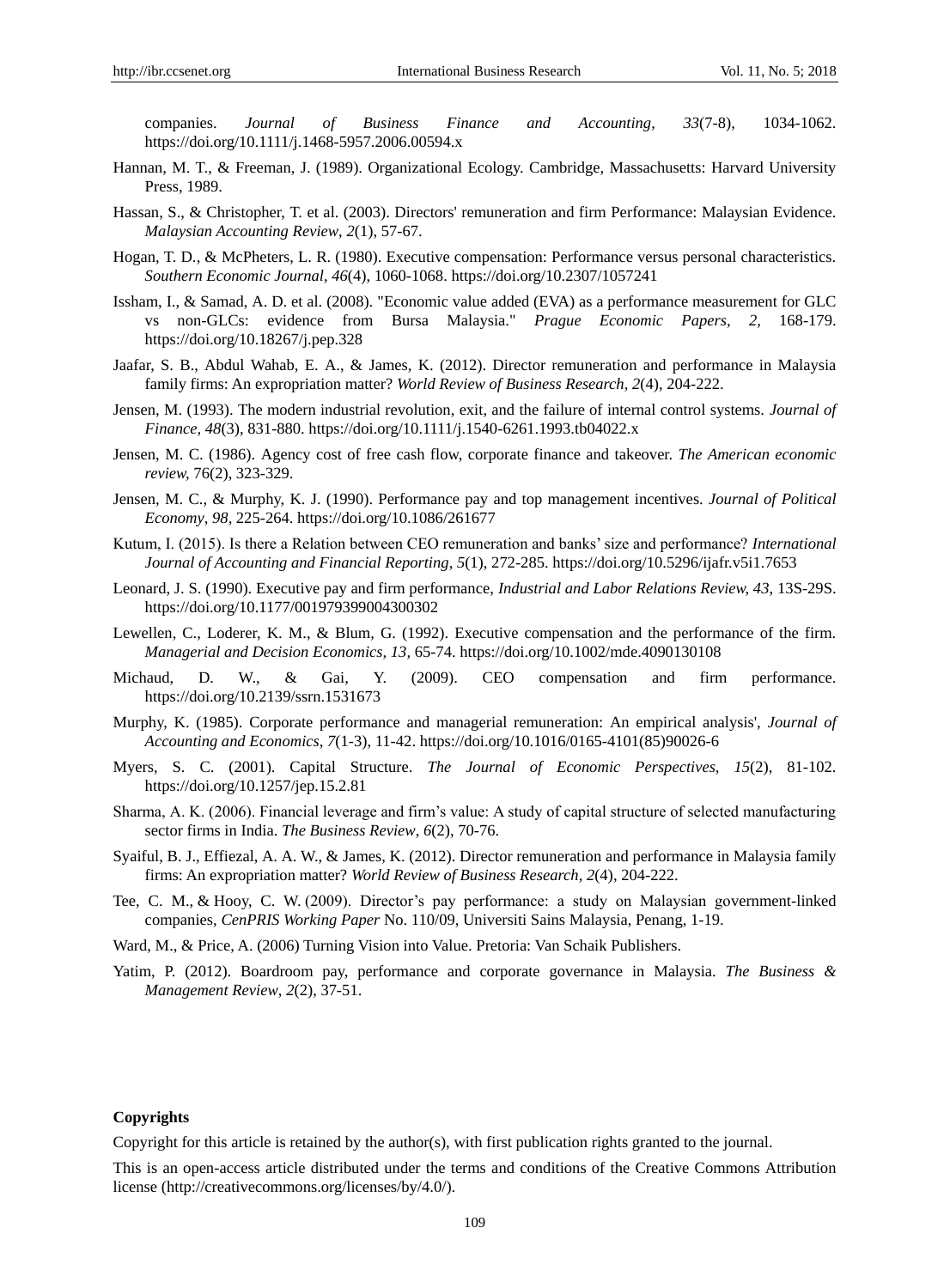companies. *Journal of Business Finance and Accounting, 33*(7-8), 1034-1062. https://doi.org/10.1111/j.1468-5957.2006.00594.x

Hannan, M. T., & Freeman, J. (1989). Organizational Ecology. Cambridge, Massachusetts: Harvard University Press, 1989.

Hassan, S., & Christopher, T. et al. (2003). Directors' remuneration and firm Performance: Malaysian Evidence. *Malaysian Accounting Review*, *2*(1), 57-67.

Hogan, T. D., & McPheters, L. R. (1980). Executive compensation: Performance versus personal characteristics. *Southern Economic Journal*, *46*(4), 1060-1068. https://doi.org/10.2307/1057241

Issham, I., & Samad, A. D. et al. (2008). "Economic value added (EVA) as a performance measurement for GLC vs non-GLCs: evidence from Bursa Malaysia." *Prague Economic Papers, 2,* 168-179. https://doi.org/10.18267/j.pep.328

Jaafar, S. B., Abdul Wahab, E. A., & James, K. (2012). Director remuneration and performance in Malaysia family firms: An expropriation matter? *World Review of Business Research*, *2*(4), 204-222.

Jensen, M. (1993). The modern industrial revolution, exit, and the failure of internal control systems. *Journal of Finance, 48*(3), 831-880. https://doi.org/10.1111/j.1540-6261.1993.tb04022.x

Jensen, M. C. (1986). Agency cost of free cash flow, corporate finance and takeover. *The American economic review*, 76(2), 323-329.

Jensen, M. C., & Murphy, K. J. (1990). Performance pay and top management incentives. *Journal of Political Economy, 98,* 225-264. https://doi.org/10.1086/261677

Kutum, I. (2015). Is there a Relation between CEO remuneration and banks' size and performance? *International Journal of Accounting and Financial Reporting, 5*(1), 272-285. https://doi.org/10.5296/ijafr.v5i1.7653

Leonard, J. S. (1990). Executive pay and firm performance, *Industrial and Labor Relations Review, 43,* 13S-29S. https://doi.org/10.1177/001979399004300302

Lewellen, C., Loderer, K. M., & Blum, G. (1992). Executive compensation and the performance of the firm. *Managerial and Decision Economics, 13,* 65-74. https://doi.org/10.1002/mde.4090130108

Michaud, D. W., & Gai, Y. (2009). CEO compensation and firm performance. https://doi.org/10.2139/ssrn.1531673

Murphy, K. (1985). Corporate performance and managerial remuneration: An empirical analysis', *Journal of Accounting and Economics*, *7*(1-3), 11-42. https://doi.org/10.1016/0165-4101(85)90026-6

Myers, S. C. (2001). Capital Structure. *The Journal of Economic Perspectives*, *15*(2), 81-102. https://doi.org/10.1257/jep.15.2.81

Sharma, A. K. (2006). Financial leverage and firm's value: A study of capital structure of selected manufacturing sector firms in India. *The Business Review*, *6*(2), 70-76.

Syaiful, B. J., Effiezal, A. A. W., & James, K. (2012). Director remuneration and performance in Malaysia family firms: An expropriation matter? *World Review of Business Research*, *2*(4), 204-222.

Tee, C. M., & Hooy, C. W. (2009). Director's pay performance: a study on Malaysian government-linked companies, *CenPRIS Working Paper* No. 110/09, Universiti Sains Malaysia, Penang, 1-19.

Ward, M., & Price, A. (2006) Turning Vision into Value. Pretoria: Van Schaik Publishers.

Yatim, P. (2012). Boardroom pay, performance and corporate governance in Malaysia. *The Business & Management Review*, *2*(2), 37-51.

**Copyrights**

Copyright for this article is retained by the author(s), with first publication rights granted to the journal.

This is an open-access article distributed under the terms and conditions of the Creative Commons Attribution license (http://creativecommons.org/licenses/by/4.0/).